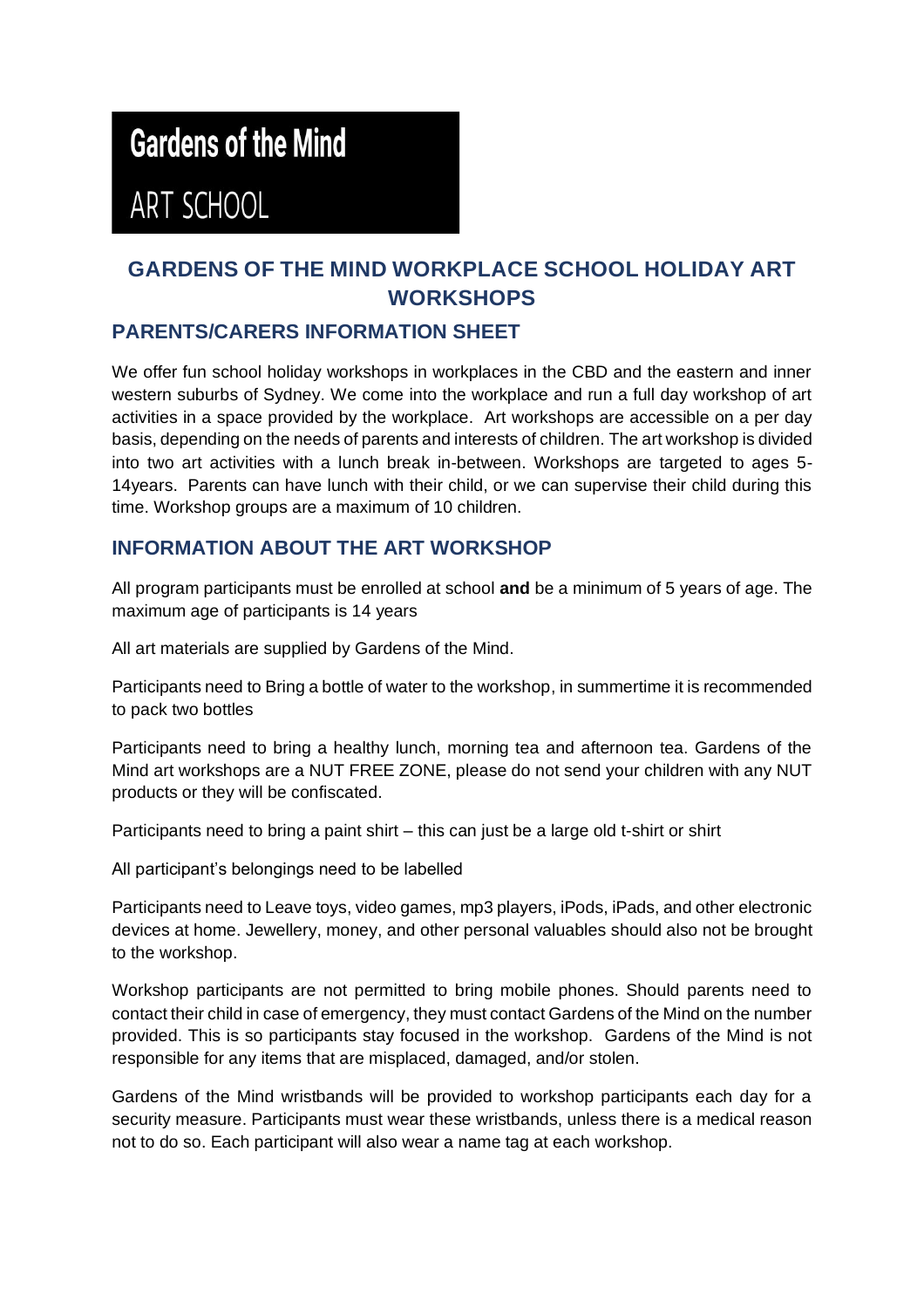**Gardens of the Mind**

ART SCHOOL

# GARDENS OF THE MIND WORKPLACE SCHOOL HOLIDAY ART WORKSHOPS

## PARENTS/CARERS INFORMATION SHEET

We offer fun school holiday workshops in workplaces in the CBD and the eastern and inner western suburbs of Sydney. We come into the workplace and run a full day workshop of art activities in a space provided by the workplace. Art workshops are accessible on a per day basis, depending on the needs of parents and interests of children. The art workshop is divided into two art activities with a lunch break in-between. Workshops are targeted to ages 5-14years. Parents can have lunch with their child, or we can supervise their child during this time. Workshop groups are a maximum of 10 children.

## INFORMATION ABOUT THE ART WORKSHOP

All program participants must be enrolled at school **and** be a minimum of 5 years of age. The maximum age of participants is 14 years

All art materials are supplied by Gardens of the Mind.

Participants need to Bring a bottle of water to the workshop, in summertime it is recommended to pack two bottles

Participants need to bring a healthy lunch, morning tea and afternoon tea. Gardens of the Mind art workshops are a NUT FREE ZONE, please do not send your children with any NUT products or they will be confiscated.

Participants need to bring a paint shirt – this can just be a large old t-shirt or shirt

All participant's belongings need to be labelled

Participants need to Leave toys, video games, mp3 players, iPods, iPads, and other electronic devices at home. Jewellery, money, and other personal valuables should also not be brought to the workshop.

Workshop participants are not permitted to bring mobile phones. Should parents need to contact their child in case of emergency, they must contact Gardens of the Mind on the number provided. This is so participants stay focused in the workshop. Gardens of the Mind is not responsible for any items that are misplaced, damaged, and/or stolen.

Gardens of the Mind wristbands will be provided to workshop participants each day for a security measure. Participants must wear these wristbands, unless there is a medical reason not to do so. Each participant will also wear a name tag at each workshop.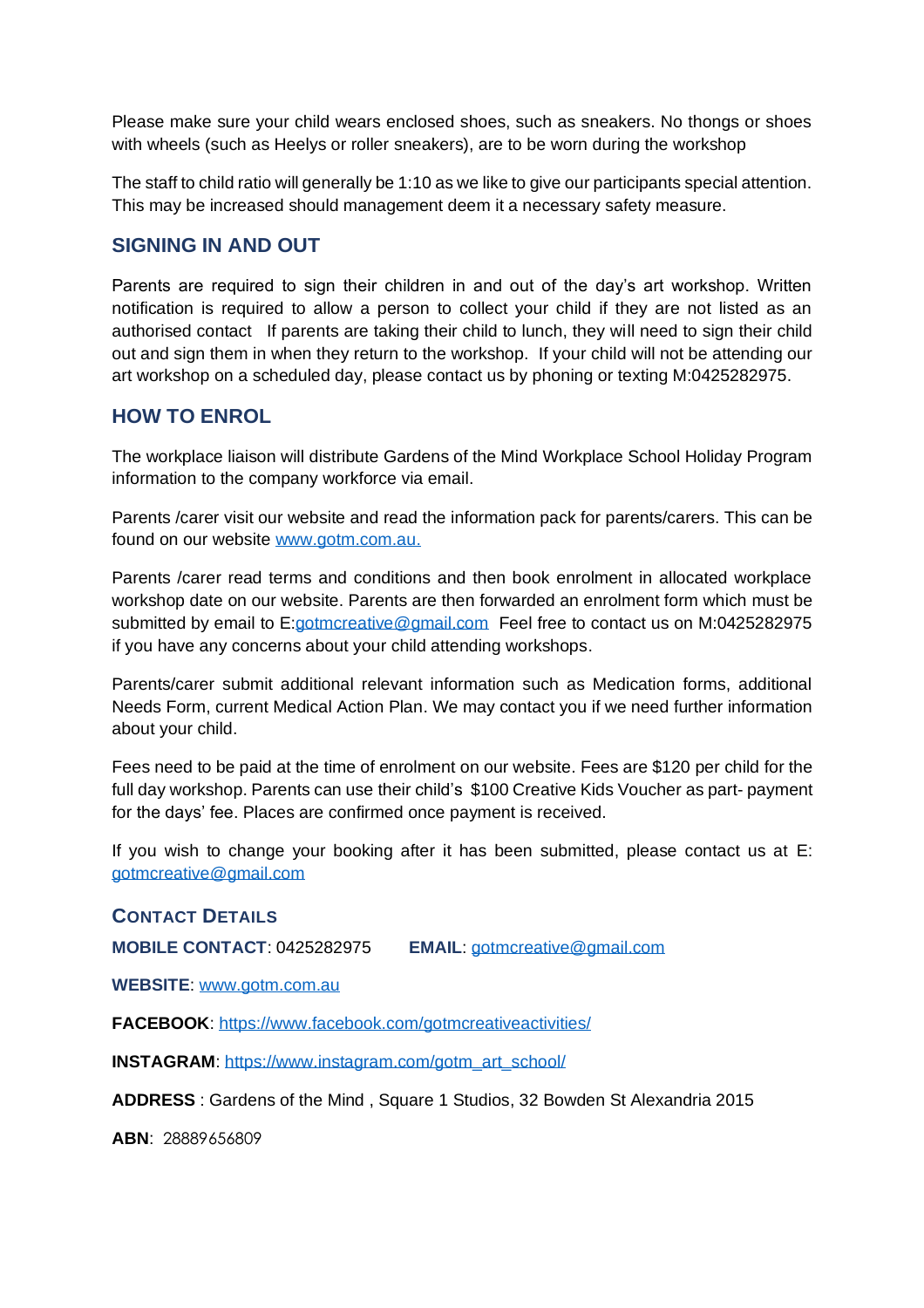Please make sure your child wears enclosed shoes, such as sneakers. No thongs or shoes with wheels (such as Heelys or roller sneakers), are to be worn during the workshop

The staff to child ratio will generally be 1:10 as we like to give our participants special attention. This may be increased should management deem it a necessary safety measure.

## SIGNING IN AND OUT

Parents are required to sign their children in and out of the day's art workshop. Written notification is required to allow a person to collect your child if they are not listed as an authorised contact  If parents are taking their child to lunch, they will need to sign their child out and sign them in when they return to the workshop.  If your child will not be attending our art workshop on a scheduled day, please contact us by phoning or texting M:0425282975.

## HOW TO ENROL

The workplace liaison will distribute Gardens of the Mind Workplace School Holiday Program information to the company workforce via email.

Parents /carer visit our website and read the information pack for parents/carers. This can be found on our website [www.gotm.com.au.](http://www.gotm.com.au)

Parents /carer read terms and conditions and then book enrolment in allocated workplace workshop date on our website. Parents are then forwarded an enrolment form which must be submitted by email to E:[gotmcreative@gmail.com](mailto:gotmcreative@gmail.com)  Feel free to contact us on M:0425282975 if you have any concerns about your child attending workshops.

Parents/carer submit additional relevant information such as Medication forms, additional Needs Form, current Medical Action Plan. We may contact you if we need further information about your child.

Fees need to be paid at the time of enrolment on our website. Fees are $120 per child for the full day workshop. Parents can use their child's  $100 Creative Kids Voucher as part- payment for the days' fee. Places are confirmed once payment is received.

If you wish to change your booking after it has been submitted, please contact us at E: [gotmcreative@gmail.com](mailto:gotmcreative@gmail.com)

## CONTACT DETAILS

**MOBILE CONTACT**: 0425282975     **EMAIL**: [gotmcreative@gmail.com](mailto:gotmcreative@gmail.com)

**WEBSITE**: [www.gotm.com.au](http://www.gotm.com.au)

**FACEBOOK**: [https://www.facebook.com/gotmcreativeactivities/](https://www.facebook.com/gotmcreativeactivities/)

**INSTAGRAM**: [https://www.instagram.com/gotm_art_school/](https://www.instagram.com/gotm_art_school/)

**ADDRESS** : Gardens of the Mind , Square 1 Studios, 32 Bowden St Alexandria 2015

**ABN**: 28889656809